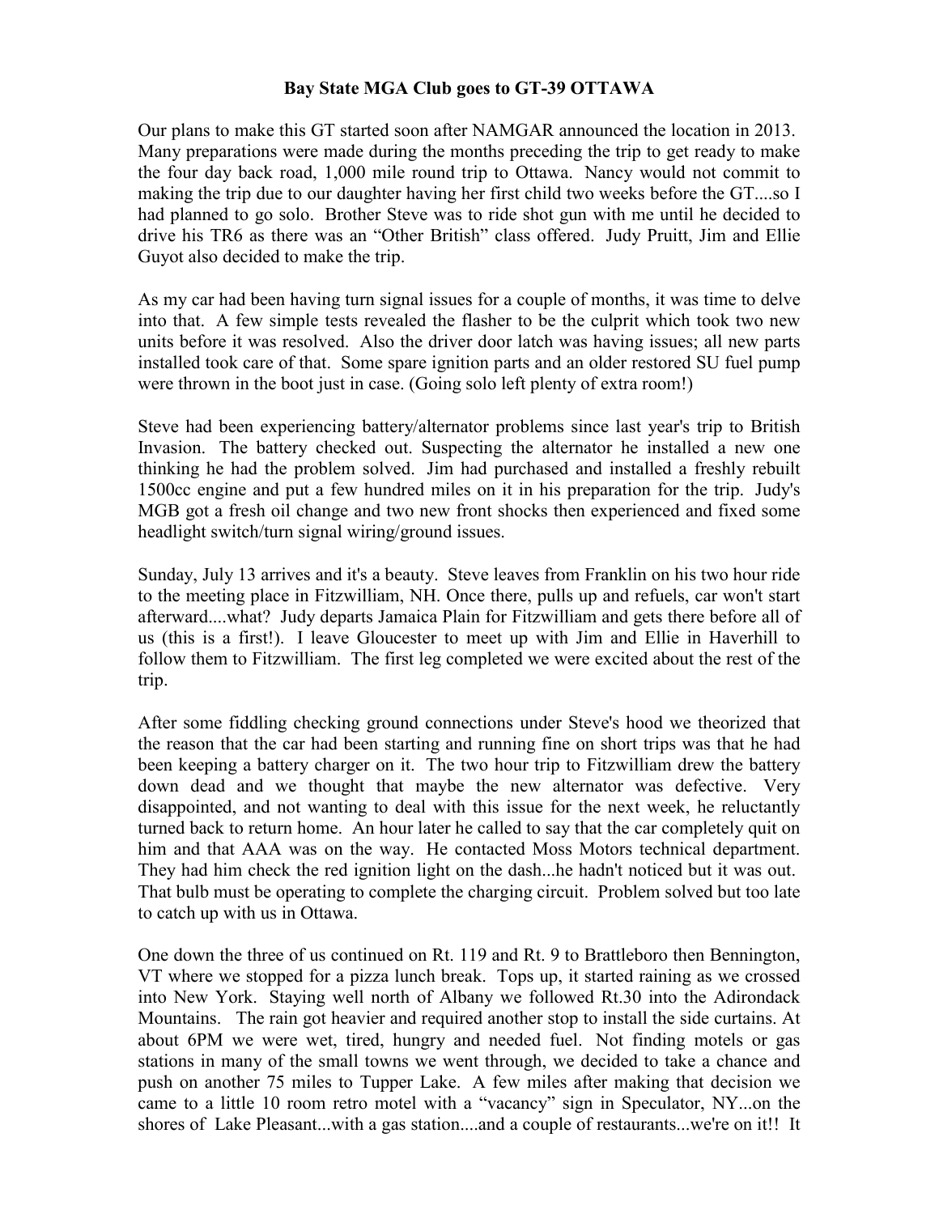**Bay State MGA Club goes to GT-39 OTTAWA**

Our plans to make this GT started soon after NAMGAR announced the location in 2013. Many preparations were made during the months preceding the trip to get ready to make the four day back road, 1,000 mile round trip to Ottawa. Nancy would not commit to making the trip due to our daughter having her first child two weeks before the GT....so I had planned to go solo. Brother Steve was to ride shot gun with me until he decided to drive his TR6 as there was an "Other British" class offered. Judy Pruitt, Jim and Ellie Guyot also decided to make the trip.

As my car had been having turn signal issues for a couple of months, it was time to delve into that. A few simple tests revealed the flasher to be the culprit which took two new units before it was resolved. Also the driver door latch was having issues; all new parts installed took care of that. Some spare ignition parts and an older restored SU fuel pump were thrown in the boot just in case. (Going solo left plenty of extra room!)

Steve had been experiencing battery/alternator problems since last year's trip to British Invasion. The battery checked out. Suspecting the alternator he installed a new one thinking he had the problem solved. Jim had purchased and installed a freshly rebuilt 1500cc engine and put a few hundred miles on it in his preparation for the trip. Judy's MGB got a fresh oil change and two new front shocks then experienced and fixed some headlight switch/turn signal wiring/ground issues.

Sunday, July 13 arrives and it's a beauty. Steve leaves from Franklin on his two hour ride to the meeting place in Fitzwilliam, NH. Once there, pulls up and refuels, car won't start afterward....what? Judy departs Jamaica Plain for Fitzwilliam and gets there before all of us (this is a first!). I leave Gloucester to meet up with Jim and Ellie in Haverhill to follow them to Fitzwilliam. The first leg completed we were excited about the rest of the trip.

After some fiddling checking ground connections under Steve's hood we theorized that the reason that the car had been starting and running fine on short trips was that he had been keeping a battery charger on it. The two hour trip to Fitzwilliam drew the battery down dead and we thought that maybe the new alternator was defective. Very disappointed, and not wanting to deal with this issue for the next week, he reluctantly turned back to return home. An hour later he called to say that the car completely quit on him and that AAA was on the way. He contacted Moss Motors technical department. They had him check the red ignition light on the dash...he hadn't noticed but it was out. That bulb must be operating to complete the charging circuit. Problem solved but too late to catch up with us in Ottawa.

One down the three of us continued on Rt. 119 and Rt. 9 to Brattleboro then Bennington, VT where we stopped for a pizza lunch break. Tops up, it started raining as we crossed into New York. Staying well north of Albany we followed Rt.30 into the Adirondack Mountains. The rain got heavier and required another stop to install the side curtains. At about 6PM we were wet, tired, hungry and needed fuel. Not finding motels or gas stations in many of the small towns we went through, we decided to take a chance and push on another 75 miles to Tupper Lake. A few miles after making that decision we came to a little 10 room retro motel with a "vacancy" sign in Speculator, NY...on the shores of Lake Pleasant...with a gas station....and a couple of restaurants...we're on it!! It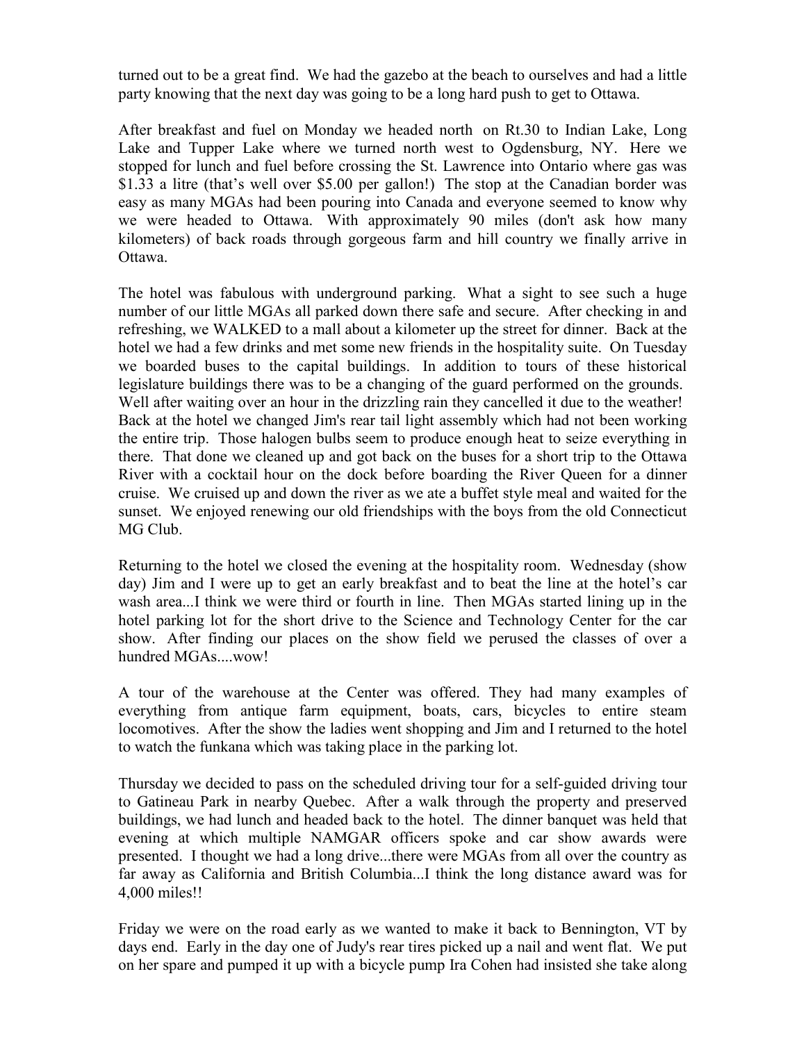turned out to be a great find. We had the gazebo at the beach to ourselves and had a little party knowing that the next day was going to be a long hard push to get to Ottawa.

After breakfast and fuel on Monday we headed north on Rt.30 to Indian Lake, Long Lake and Tupper Lake where we turned north west to Ogdensburg, NY. Here we stopped for lunch and fuel before crossing the St. Lawrence into Ontario where gas was $1.33 a litre (that's well over $5.00 per gallon!) The stop at the Canadian border was easy as many MGAs had been pouring into Canada and everyone seemed to know why we were headed to Ottawa. With approximately 90 miles (don't ask how many kilometers) of back roads through gorgeous farm and hill country we finally arrive in Ottawa.

The hotel was fabulous with underground parking. What a sight to see such a huge number of our little MGAs all parked down there safe and secure. After checking in and refreshing, we WALKED to a mall about a kilometer up the street for dinner. Back at the hotel we had a few drinks and met some new friends in the hospitality suite. On Tuesday we boarded buses to the capital buildings. In addition to tours of these historical legislature buildings there was to be a changing of the guard performed on the grounds. Well after waiting over an hour in the drizzling rain they cancelled it due to the weather! Back at the hotel we changed Jim's rear tail light assembly which had not been working the entire trip. Those halogen bulbs seem to produce enough heat to seize everything in there. That done we cleaned up and got back on the buses for a short trip to the Ottawa River with a cocktail hour on the dock before boarding the River Queen for a dinner cruise. We cruised up and down the river as we ate a buffet style meal and waited for the sunset. We enjoyed renewing our old friendships with the boys from the old Connecticut MG Club.

Returning to the hotel we closed the evening at the hospitality room. Wednesday (show day) Jim and I were up to get an early breakfast and to beat the line at the hotel's car wash area...I think we were third or fourth in line. Then MGAs started lining up in the hotel parking lot for the short drive to the Science and Technology Center for the car show. After finding our places on the show field we perused the classes of over a hundred MGAs....wow!

A tour of the warehouse at the Center was offered. They had many examples of everything from antique farm equipment, boats, cars, bicycles to entire steam locomotives. After the show the ladies went shopping and Jim and I returned to the hotel to watch the funkana which was taking place in the parking lot.

Thursday we decided to pass on the scheduled driving tour for a self-guided driving tour to Gatineau Park in nearby Quebec. After a walk through the property and preserved buildings, we had lunch and headed back to the hotel. The dinner banquet was held that evening at which multiple NAMGAR officers spoke and car show awards were presented. I thought we had a long drive...there were MGAs from all over the country as far away as California and British Columbia...I think the long distance award was for 4,000 miles!!

Friday we were on the road early as we wanted to make it back to Bennington, VT by days end. Early in the day one of Judy's rear tires picked up a nail and went flat. We put on her spare and pumped it up with a bicycle pump Ira Cohen had insisted she take along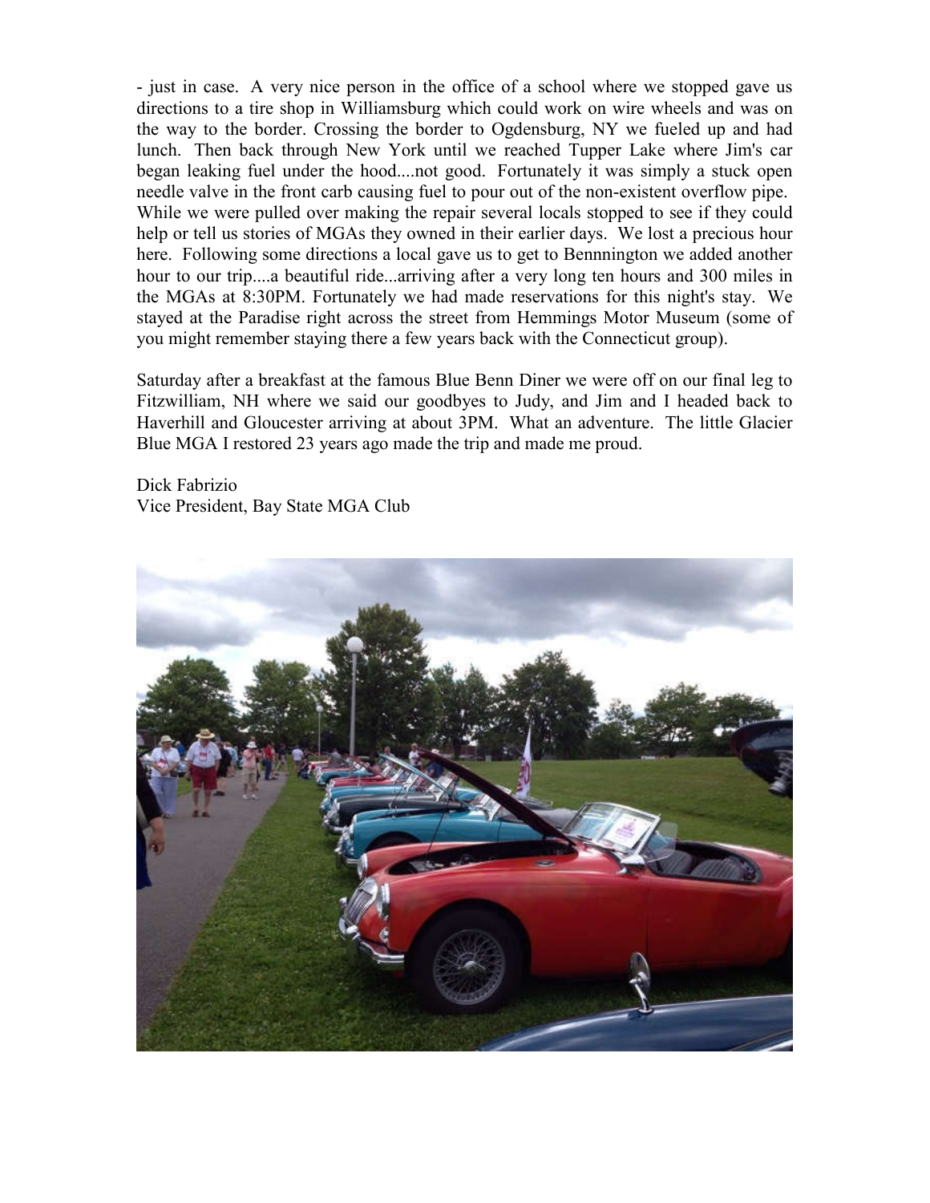- just in case. A very nice person in the office of a school where we stopped gave us directions to a tire shop in Williamsburg which could work on wire wheels and was on the way to the border. Crossing the border to Ogdensburg, NY we fueled up and had lunch. Then back through New York until we reached Tupper Lake where Jim's car began leaking fuel under the hood....not good. Fortunately it was simply a stuck open needle valve in the front carb causing fuel to pour out of the non-existent overflow pipe. While we were pulled over making the repair several locals stopped to see if they could help or tell us stories of MGAs they owned in their earlier days. We lost a precious hour here. Following some directions a local gave us to get to Bennnington we added another hour to our trip....a beautiful ride...arriving after a very long ten hours and 300 miles in the MGAs at 8:30PM. Fortunately we had made reservations for this night's stay. We stayed at the Paradise right across the street from Hemmings Motor Museum (some of you might remember staying there a few years back with the Connecticut group).

Saturday after a breakfast at the famous Blue Benn Diner we were off on our final leg to Fitzwilliam, NH where we said our goodbyes to Judy, and Jim and I headed back to Haverhill and Gloucester arriving at about 3PM. What an adventure. The little Glacier Blue MGA I restored 23 years ago made the trip and made me proud.

Dick Fabrizio
Vice President, Bay State MGA Club